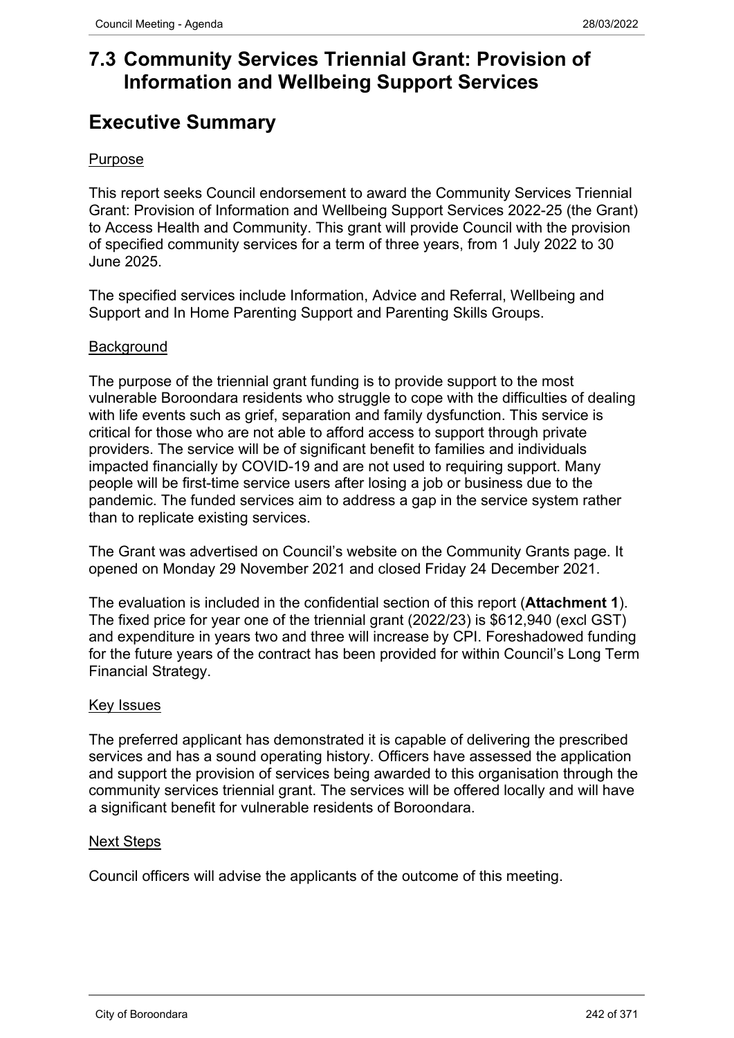# 7.3 Community Services Triennial Grant: Provision of Information and Wellbeing Support Services

# Executive Summary

<u>Purpose</u>

This report seeks Council endorsement to award the Community Services Triennial Grant: Provision of Information and Wellbeing Support Services 2022-25 (the Grant) to Access Health and Community. This grant will provide Council with the provision of specified community services for a term of three years, from 1 July 2022 to 30 June 2025.

The specified services include Information, Advice and Referral, Wellbeing and Support and In Home Parenting Support and Parenting Skills Groups.

<u>Background</u>

The purpose of the triennial grant funding is to provide support to the most vulnerable Boroondara residents who struggle to cope with the difficulties of dealing with life events such as grief, separation and family dysfunction. This service is critical for those who are not able to afford access to support through private providers. The service will be of significant benefit to families and individuals impacted financially by COVID-19 and are not used to requiring support. Many people will be first-time service users after losing a job or business due to the pandemic. The funded services aim to address a gap in the service system rather than to replicate existing services.

The Grant was advertised on Council's website on the Community Grants page. It opened on Monday 29 November 2021 and closed Friday 24 December 2021.

The evaluation is included in the confidential section of this report (**Attachment 1**). The fixed price for year one of the triennial grant (2022/23) is $612,940 (excl GST) and expenditure in years two and three will increase by CPI. Foreshadowed funding for the future years of the contract has been provided for within Council's Long Term Financial Strategy.

<u>Key Issues</u>

The preferred applicant has demonstrated it is capable of delivering the prescribed services and has a sound operating history. Officers have assessed the application and support the provision of services being awarded to this organisation through the community services triennial grant. The services will be offered locally and will have a significant benefit for vulnerable residents of Boroondara.

<u>Next Steps</u>

Council officers will advise the applicants of the outcome of this meeting.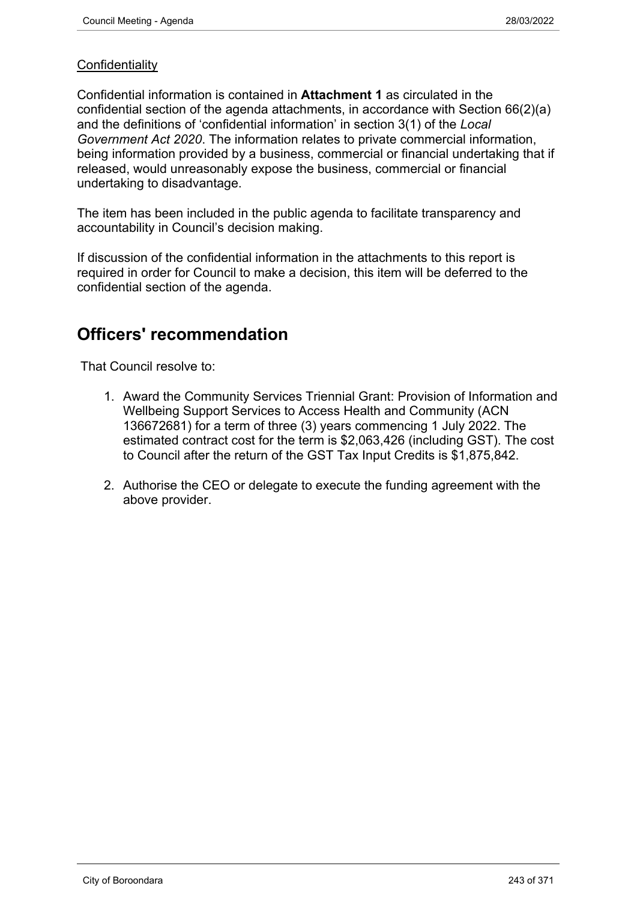Confidentiality

Confidential information is contained in **Attachment 1** as circulated in the confidential section of the agenda attachments, in accordance with Section 66(2)(a) and the definitions of 'confidential information' in section 3(1) of the *Local Government Act 2020*. The information relates to private commercial information, being information provided by a business, commercial or financial undertaking that if released, would unreasonably expose the business, commercial or financial undertaking to disadvantage.

The item has been included in the public agenda to facilitate transparency and accountability in Council's decision making.

If discussion of the confidential information in the attachments to this report is required in order for Council to make a decision, this item will be deferred to the confidential section of the agenda.

# Officers' recommendation

That Council resolve to:

1. Award the Community Services Triennial Grant: Provision of Information and Wellbeing Support Services to Access Health and Community (ACN 136672681) for a term of three (3) years commencing 1 July 2022. The estimated contract cost for the term is $2,063,426 (including GST). The cost to Council after the return of the GST Tax Input Credits is $1,875,842.

2. Authorise the CEO or delegate to execute the funding agreement with the above provider.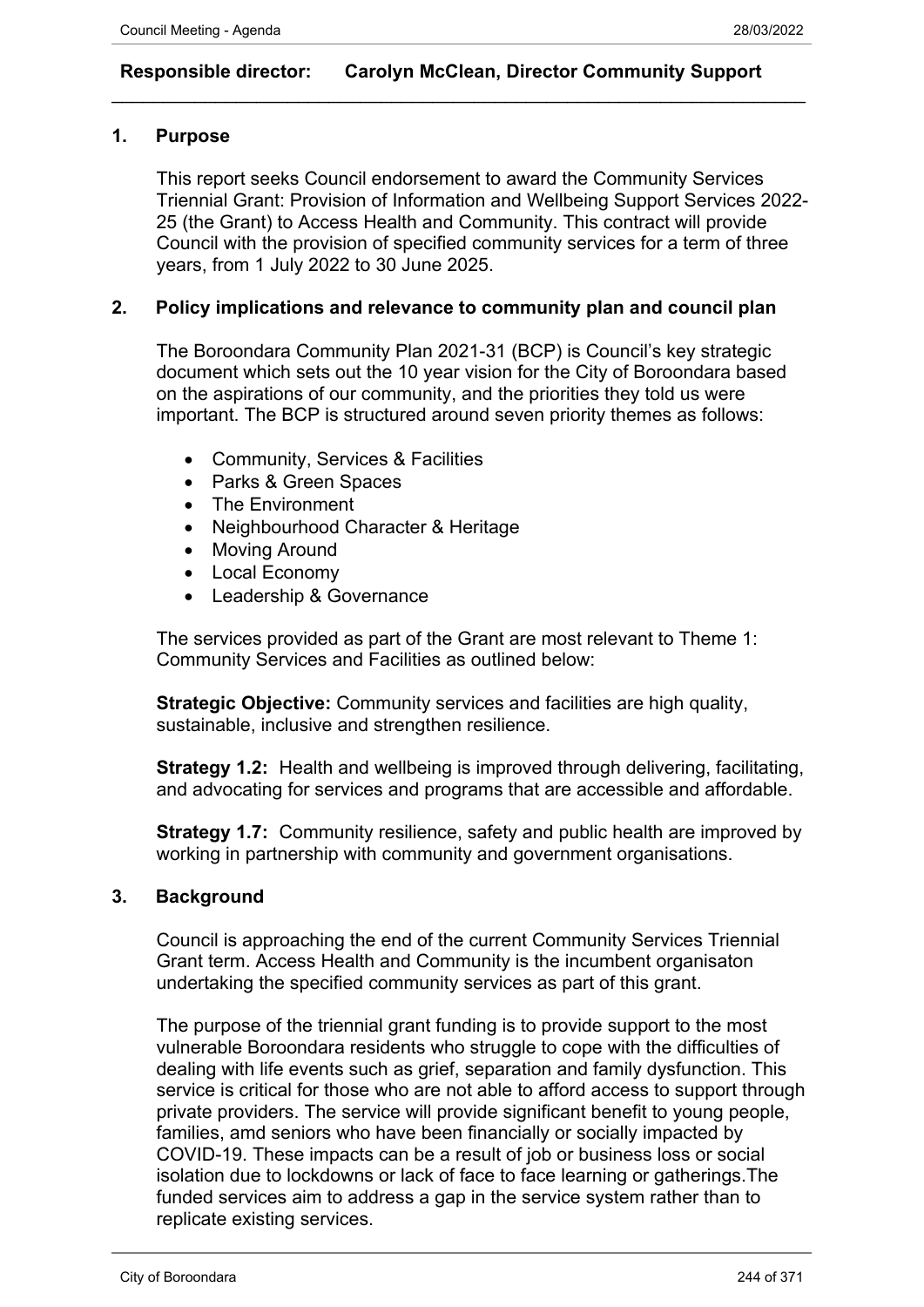**Responsible director: Carolyn McClean, Director Community Support**

## 1. Purpose

This report seeks Council endorsement to award the Community Services Triennial Grant: Provision of Information and Wellbeing Support Services 2022-25 (the Grant) to Access Health and Community. This contract will provide Council with the provision of specified community services for a term of three years, from 1 July 2022 to 30 June 2025.

## 2. Policy implications and relevance to community plan and council plan

The Boroondara Community Plan 2021-31 (BCP) is Council's key strategic document which sets out the 10 year vision for the City of Boroondara based on the aspirations of our community, and the priorities they told us were important. The BCP is structured around seven priority themes as follows:

- Community, Services & Facilities
- Parks & Green Spaces
- The Environment
- Neighbourhood Character & Heritage
- Moving Around
- Local Economy
- Leadership & Governance

The services provided as part of the Grant are most relevant to Theme 1: Community Services and Facilities as outlined below:

**Strategic Objective:** Community services and facilities are high quality, sustainable, inclusive and strengthen resilience.

**Strategy 1.2:** Health and wellbeing is improved through delivering, facilitating, and advocating for services and programs that are accessible and affordable.

**Strategy 1.7:** Community resilience, safety and public health are improved by working in partnership with community and government organisations.

## 3. Background

Council is approaching the end of the current Community Services Triennial Grant term. Access Health and Community is the incumbent organisaton undertaking the specified community services as part of this grant.

The purpose of the triennial grant funding is to provide support to the most vulnerable Boroondara residents who struggle to cope with the difficulties of dealing with life events such as grief, separation and family dysfunction. This service is critical for those who are not able to afford access to support through private providers. The service will provide significant benefit to young people, families, amd seniors who have been financially or socially impacted by COVID-19. These impacts can be a result of job or business loss or social isolation due to lockdowns or lack of face to face learning or gatherings.The funded services aim to address a gap in the service system rather than to replicate existing services.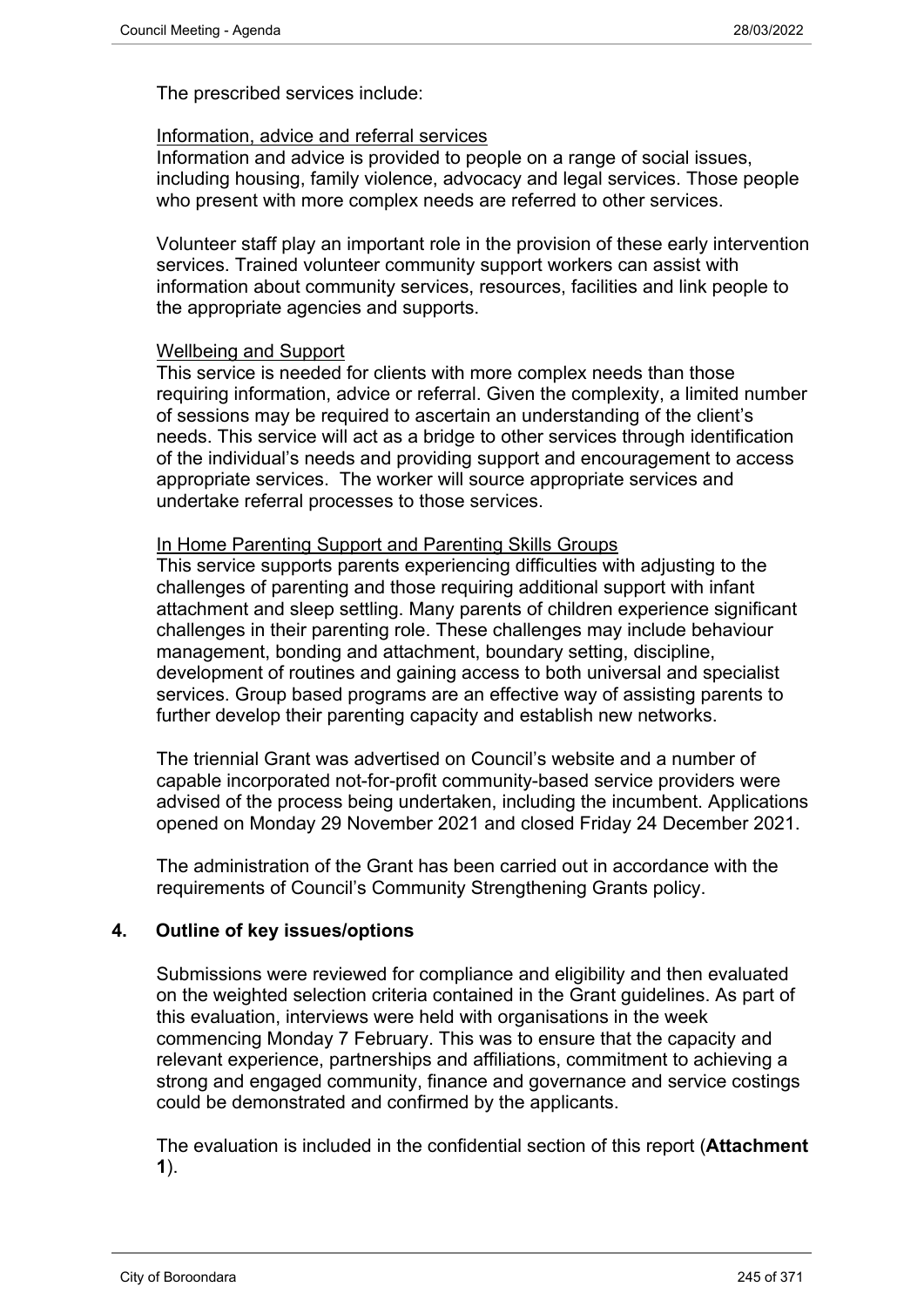The prescribed services include:

Information, advice and referral services
Information and advice is provided to people on a range of social issues, including housing, family violence, advocacy and legal services. Those people who present with more complex needs are referred to other services.

Volunteer staff play an important role in the provision of these early intervention services. Trained volunteer community support workers can assist with information about community services, resources, facilities and link people to the appropriate agencies and supports.

Wellbeing and Support
This service is needed for clients with more complex needs than those requiring information, advice or referral. Given the complexity, a limited number of sessions may be required to ascertain an understanding of the client's needs. This service will act as a bridge to other services through identification of the individual's needs and providing support and encouragement to access appropriate services. The worker will source appropriate services and undertake referral processes to those services.

In Home Parenting Support and Parenting Skills Groups
This service supports parents experiencing difficulties with adjusting to the challenges of parenting and those requiring additional support with infant attachment and sleep settling. Many parents of children experience significant challenges in their parenting role. These challenges may include behaviour management, bonding and attachment, boundary setting, discipline, development of routines and gaining access to both universal and specialist services. Group based programs are an effective way of assisting parents to further develop their parenting capacity and establish new networks.

The triennial Grant was advertised on Council's website and a number of capable incorporated not-for-profit community-based service providers were advised of the process being undertaken, including the incumbent. Applications opened on Monday 29 November 2021 and closed Friday 24 December 2021.

The administration of the Grant has been carried out in accordance with the requirements of Council's Community Strengthening Grants policy.

## 4. Outline of key issues/options

Submissions were reviewed for compliance and eligibility and then evaluated on the weighted selection criteria contained in the Grant guidelines. As part of this evaluation, interviews were held with organisations in the week commencing Monday 7 February. This was to ensure that the capacity and relevant experience, partnerships and affiliations, commitment to achieving a strong and engaged community, finance and governance and service costings could be demonstrated and confirmed by the applicants.

The evaluation is included in the confidential section of this report (**Attachment 1**).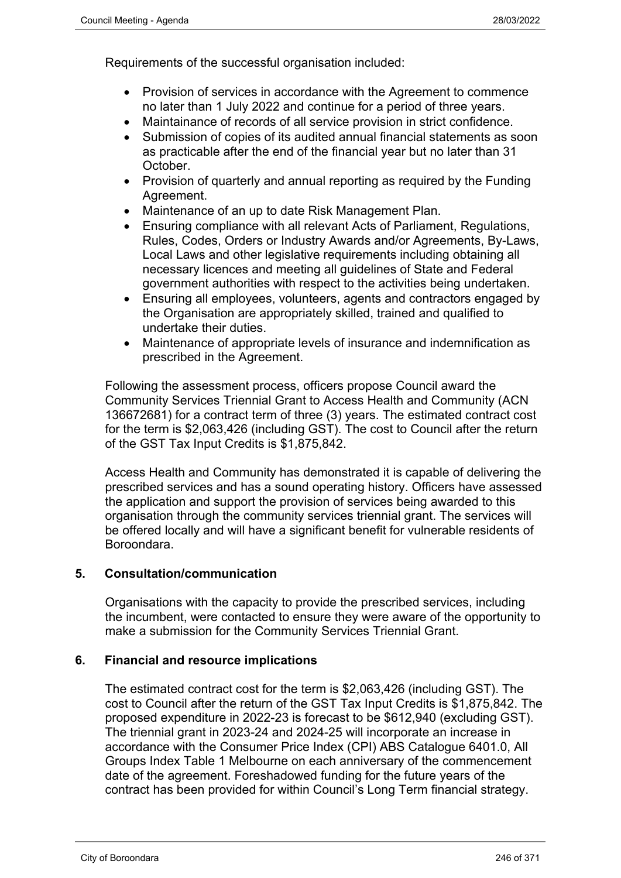Requirements of the successful organisation included:

- Provision of services in accordance with the Agreement to commence no later than 1 July 2022 and continue for a period of three years.
- Maintainance of records of all service provision in strict confidence.
- Submission of copies of its audited annual financial statements as soon as practicable after the end of the financial year but no later than 31 October.
- Provision of quarterly and annual reporting as required by the Funding Agreement.
- Maintenance of an up to date Risk Management Plan.
- Ensuring compliance with all relevant Acts of Parliament, Regulations, Rules, Codes, Orders or Industry Awards and/or Agreements, By-Laws, Local Laws and other legislative requirements including obtaining all necessary licences and meeting all guidelines of State and Federal government authorities with respect to the activities being undertaken.
- Ensuring all employees, volunteers, agents and contractors engaged by the Organisation are appropriately skilled, trained and qualified to undertake their duties.
- Maintenance of appropriate levels of insurance and indemnification as prescribed in the Agreement.

Following the assessment process, officers propose Council award the Community Services Triennial Grant to Access Health and Community (ACN 136672681) for a contract term of three (3) years. The estimated contract cost for the term is $2,063,426 (including GST). The cost to Council after the return of the GST Tax Input Credits is $1,875,842.

Access Health and Community has demonstrated it is capable of delivering the prescribed services and has a sound operating history. Officers have assessed the application and support the provision of services being awarded to this organisation through the community services triennial grant. The services will be offered locally and will have a significant benefit for vulnerable residents of Boroondara.

## 5. Consultation/communication

Organisations with the capacity to provide the prescribed services, including the incumbent, were contacted to ensure they were aware of the opportunity to make a submission for the Community Services Triennial Grant.

## 6. Financial and resource implications

The estimated contract cost for the term is $2,063,426 (including GST). The cost to Council after the return of the GST Tax Input Credits is $1,875,842. The proposed expenditure in 2022-23 is forecast to be $612,940 (excluding GST). The triennial grant in 2023-24 and 2024-25 will incorporate an increase in accordance with the Consumer Price Index (CPI) ABS Catalogue 6401.0, All Groups Index Table 1 Melbourne on each anniversary of the commencement date of the agreement. Foreshadowed funding for the future years of the contract has been provided for within Council's Long Term financial strategy.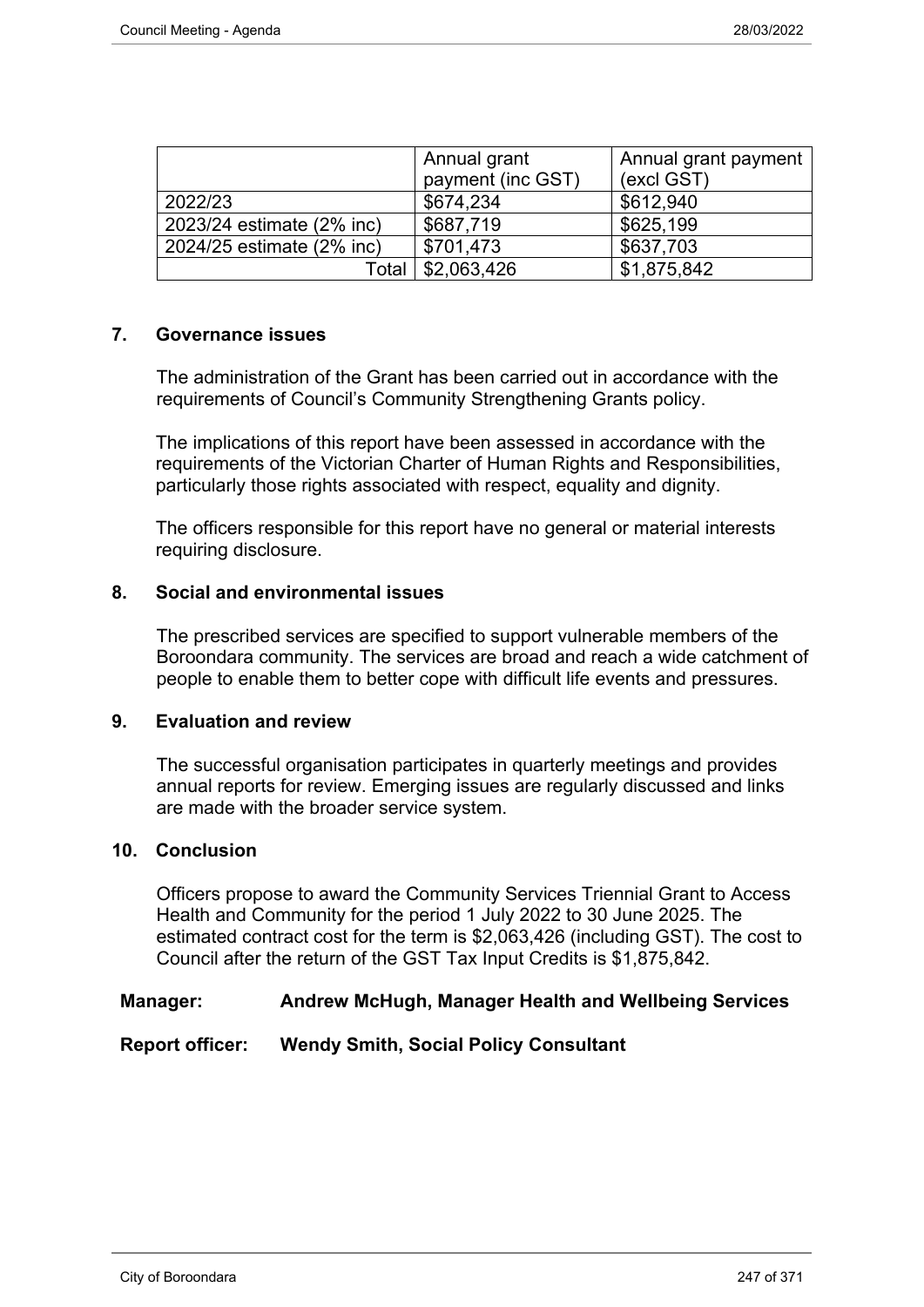| | Annual grant payment (inc GST) | Annual grant payment (excl GST) |
|---|---|---|
| 2022/23 | $674,234 | $612,940 |
| 2023/24 estimate (2% inc) | $687,719 | $625,199 |
| 2024/25 estimate (2% inc) | $701,473 | $637,703 |
| Total | $2,063,426 | $1,875,842 |

## 7. Governance issues

The administration of the Grant has been carried out in accordance with the requirements of Council's Community Strengthening Grants policy.

The implications of this report have been assessed in accordance with the requirements of the Victorian Charter of Human Rights and Responsibilities, particularly those rights associated with respect, equality and dignity.

The officers responsible for this report have no general or material interests requiring disclosure.

## 8. Social and environmental issues

The prescribed services are specified to support vulnerable members of the Boroondara community. The services are broad and reach a wide catchment of people to enable them to better cope with difficult life events and pressures.

## 9. Evaluation and review

The successful organisation participates in quarterly meetings and provides annual reports for review. Emerging issues are regularly discussed and links are made with the broader service system.

## 10. Conclusion

Officers propose to award the Community Services Triennial Grant to Access Health and Community for the period 1 July 2022 to 30 June 2025. The estimated contract cost for the term is $2,063,426 (including GST). The cost to Council after the return of the GST Tax Input Credits is $1,875,842.

**Manager:** **Andrew McHugh, Manager Health and Wellbeing Services**

**Report officer:** **Wendy Smith, Social Policy Consultant**